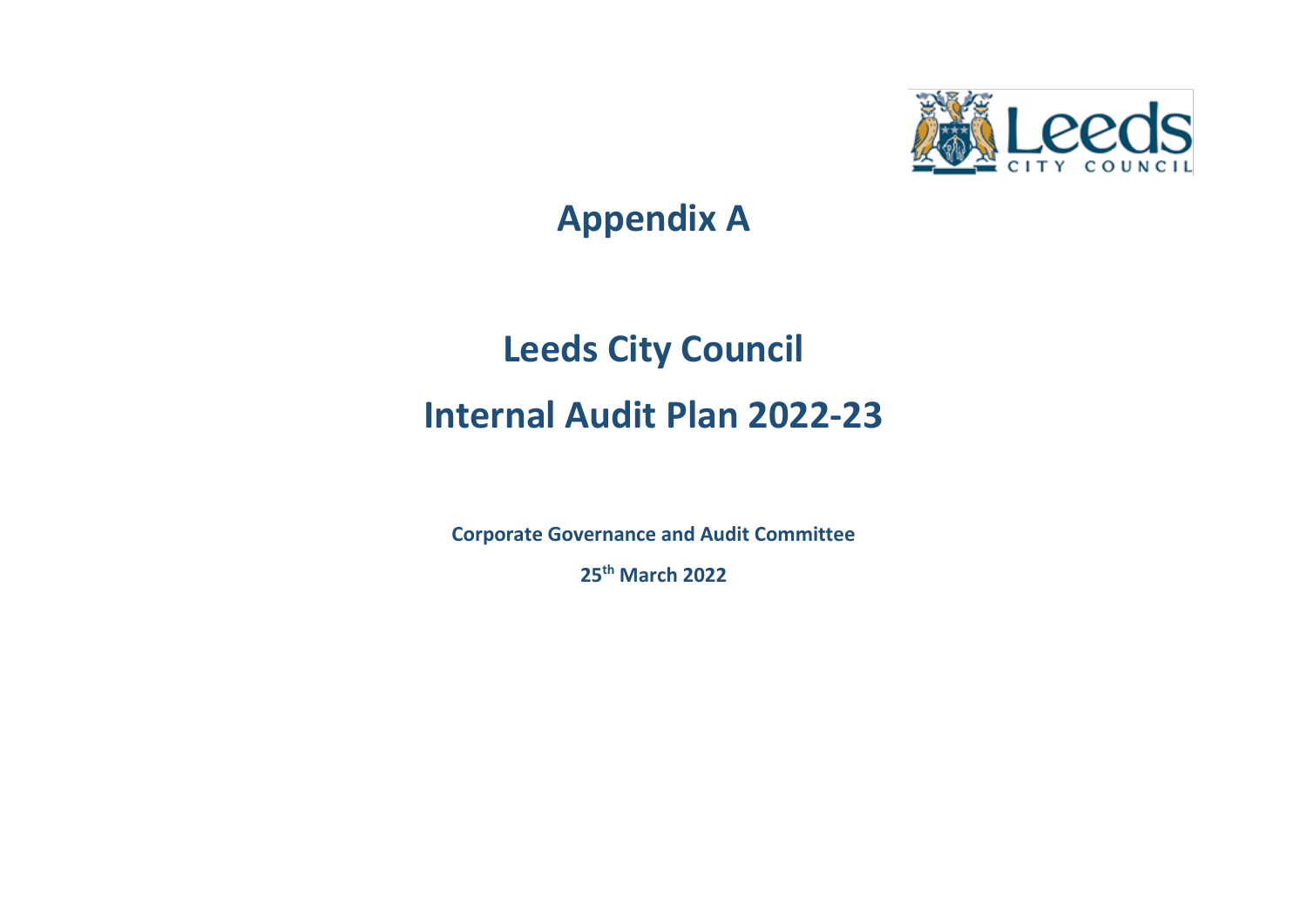# Appendix A

# Leeds City Council

# Internal Audit Plan 2022-23

**Corporate Governance and Audit Committee**

**25th March 2022**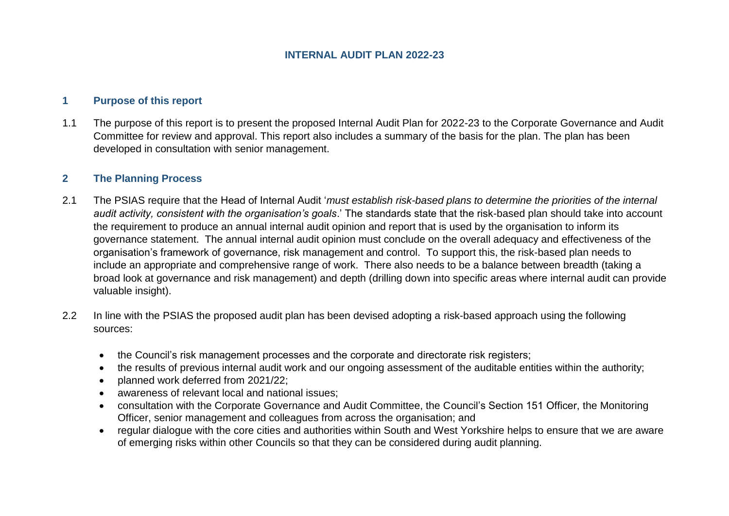# INTERNAL AUDIT PLAN 2022-23

## 1 Purpose of this report

1.1 The purpose of this report is to present the proposed Internal Audit Plan for 2022-23 to the Corporate Governance and Audit Committee for review and approval. This report also includes a summary of the basis for the plan. The plan has been developed in consultation with senior management.

## 2 The Planning Process

2.1 The PSIAS require that the Head of Internal Audit '*must establish risk-based plans to determine the priorities of the internal audit activity, consistent with the organisation's goals*.' The standards state that the risk-based plan should take into account the requirement to produce an annual internal audit opinion and report that is used by the organisation to inform its governance statement. The annual internal audit opinion must conclude on the overall adequacy and effectiveness of the organisation's framework of governance, risk management and control. To support this, the risk-based plan needs to include an appropriate and comprehensive range of work. There also needs to be a balance between breadth (taking a broad look at governance and risk management) and depth (drilling down into specific areas where internal audit can provide valuable insight).

2.2 In line with the PSIAS the proposed audit plan has been devised adopting a risk-based approach using the following sources:

- the Council's risk management processes and the corporate and directorate risk registers;
- the results of previous internal audit work and our ongoing assessment of the auditable entities within the authority;
- planned work deferred from 2021/22;
- awareness of relevant local and national issues;
- consultation with the Corporate Governance and Audit Committee, the Council's Section 151 Officer, the Monitoring Officer, senior management and colleagues from across the organisation; and
- regular dialogue with the core cities and authorities within South and West Yorkshire helps to ensure that we are aware of emerging risks within other Councils so that they can be considered during audit planning.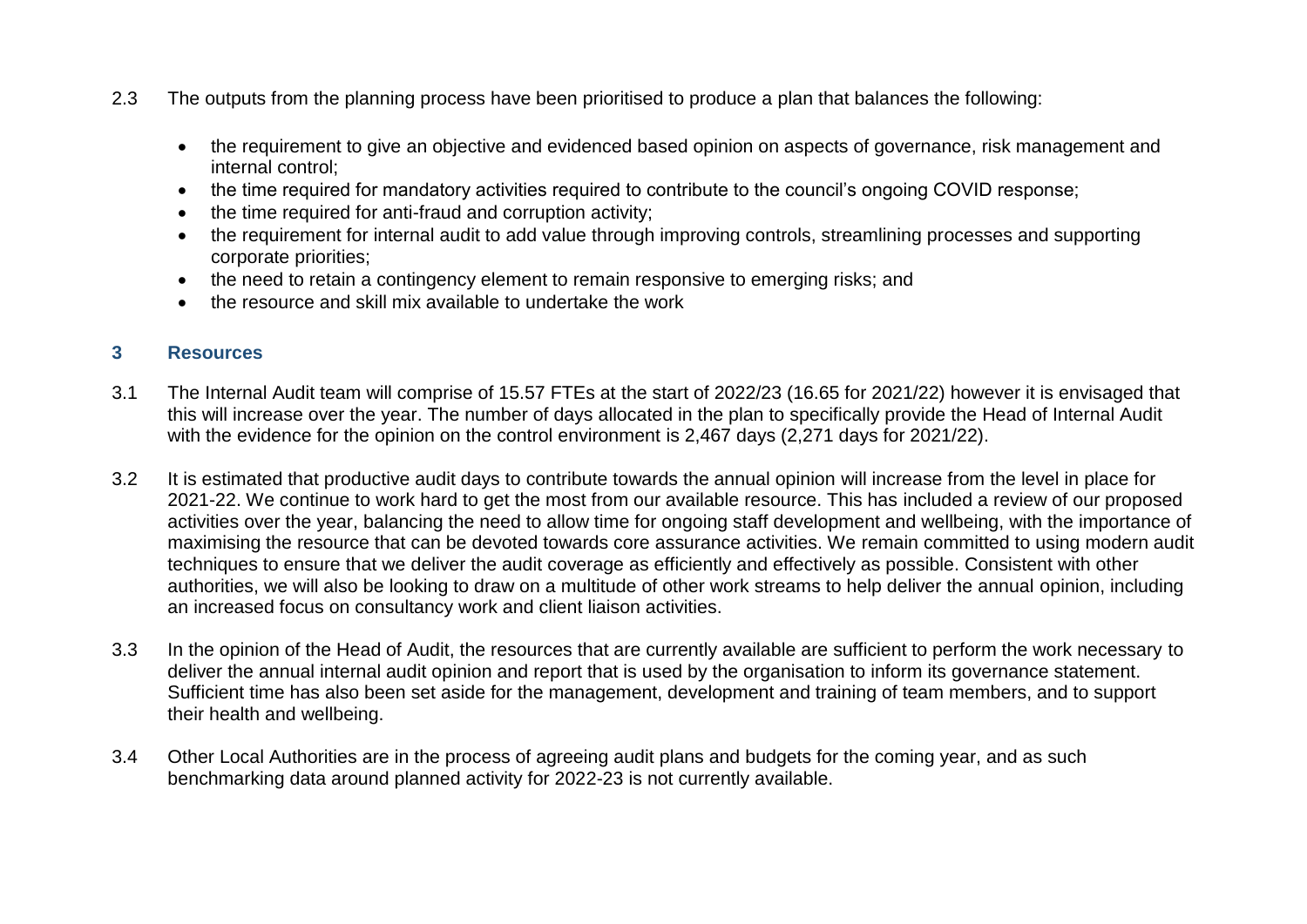2.3 The outputs from the planning process have been prioritised to produce a plan that balances the following:

- the requirement to give an objective and evidenced based opinion on aspects of governance, risk management and internal control;
- the time required for mandatory activities required to contribute to the council's ongoing COVID response;
- the time required for anti-fraud and corruption activity;
- the requirement for internal audit to add value through improving controls, streamlining processes and supporting corporate priorities;
- the need to retain a contingency element to remain responsive to emerging risks; and
- the resource and skill mix available to undertake the work

## 3 Resources

3.1 The Internal Audit team will comprise of 15.57 FTEs at the start of 2022/23 (16.65 for 2021/22) however it is envisaged that this will increase over the year. The number of days allocated in the plan to specifically provide the Head of Internal Audit with the evidence for the opinion on the control environment is 2,467 days (2,271 days for 2021/22).

3.2 It is estimated that productive audit days to contribute towards the annual opinion will increase from the level in place for 2021-22. We continue to work hard to get the most from our available resource. This has included a review of our proposed activities over the year, balancing the need to allow time for ongoing staff development and wellbeing, with the importance of maximising the resource that can be devoted towards core assurance activities. We remain committed to using modern audit techniques to ensure that we deliver the audit coverage as efficiently and effectively as possible. Consistent with other authorities, we will also be looking to draw on a multitude of other work streams to help deliver the annual opinion, including an increased focus on consultancy work and client liaison activities.

3.3 In the opinion of the Head of Audit, the resources that are currently available are sufficient to perform the work necessary to deliver the annual internal audit opinion and report that is used by the organisation to inform its governance statement. Sufficient time has also been set aside for the management, development and training of team members, and to support their health and wellbeing.

3.4 Other Local Authorities are in the process of agreeing audit plans and budgets for the coming year, and as such benchmarking data around planned activity for 2022-23 is not currently available.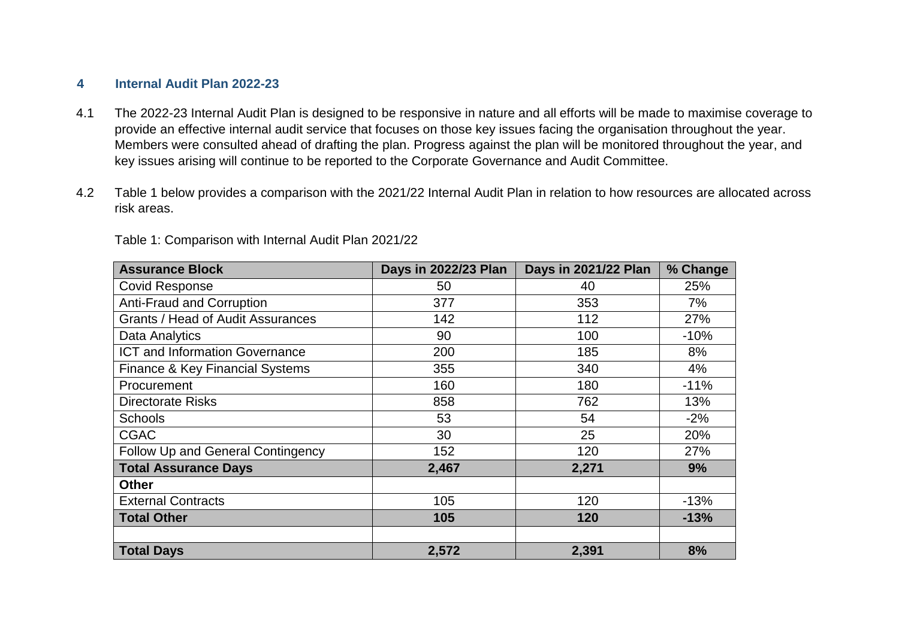## 4 Internal Audit Plan 2022-23

4.1 The 2022-23 Internal Audit Plan is designed to be responsive in nature and all efforts will be made to maximise coverage to provide an effective internal audit service that focuses on those key issues facing the organisation throughout the year. Members were consulted ahead of drafting the plan. Progress against the plan will be monitored throughout the year, and key issues arising will continue to be reported to the Corporate Governance and Audit Committee.

4.2 Table 1 below provides a comparison with the 2021/22 Internal Audit Plan in relation to how resources are allocated across risk areas.

Table 1: Comparison with Internal Audit Plan 2021/22

| Assurance Block | Days in 2022/23 Plan | Days in 2021/22 Plan | % Change |
|---|---|---|---|
| Covid Response | 50 | 40 | 25% |
| Anti-Fraud and Corruption | 377 | 353 | 7% |
| Grants / Head of Audit Assurances | 142 | 112 | 27% |
| Data Analytics | 90 | 100 | -10% |
| ICT and Information Governance | 200 | 185 | 8% |
| Finance & Key Financial Systems | 355 | 340 | 4% |
| Procurement | 160 | 180 | -11% |
| Directorate Risks | 858 | 762 | 13% |
| Schools | 53 | 54 | -2% |
| CGAC | 30 | 25 | 20% |
| Follow Up and General Contingency | 152 | 120 | 27% |
| **Total Assurance Days** | **2,467** | **2,271** | **9%** |
| **Other** | | | |
| External Contracts | 105 | 120 | -13% |
| **Total Other** | **105** | **120** | **-13%** |
| | | | |
| **Total Days** | **2,572** | **2,391** | **8%** |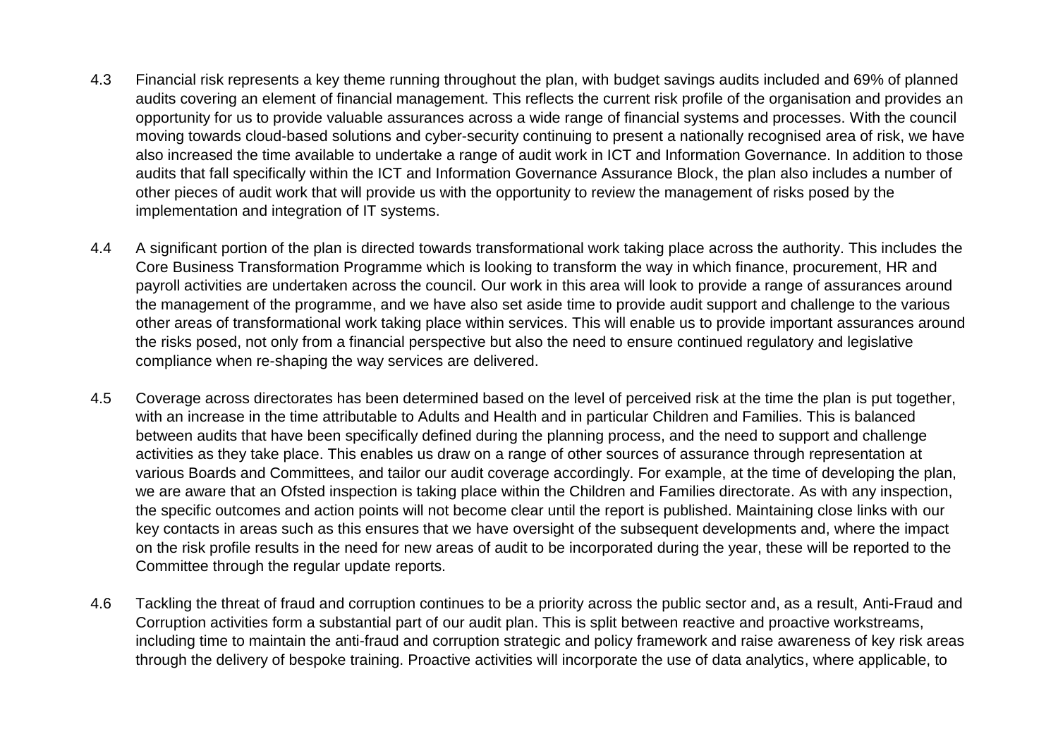4.3 Financial risk represents a key theme running throughout the plan, with budget savings audits included and 69% of planned audits covering an element of financial management. This reflects the current risk profile of the organisation and provides an opportunity for us to provide valuable assurances across a wide range of financial systems and processes. With the council moving towards cloud-based solutions and cyber-security continuing to present a nationally recognised area of risk, we have also increased the time available to undertake a range of audit work in ICT and Information Governance. In addition to those audits that fall specifically within the ICT and Information Governance Assurance Block, the plan also includes a number of other pieces of audit work that will provide us with the opportunity to review the management of risks posed by the implementation and integration of IT systems.

4.4 A significant portion of the plan is directed towards transformational work taking place across the authority. This includes the Core Business Transformation Programme which is looking to transform the way in which finance, procurement, HR and payroll activities are undertaken across the council. Our work in this area will look to provide a range of assurances around the management of the programme, and we have also set aside time to provide audit support and challenge to the various other areas of transformational work taking place within services. This will enable us to provide important assurances around the risks posed, not only from a financial perspective but also the need to ensure continued regulatory and legislative compliance when re-shaping the way services are delivered.

4.5 Coverage across directorates has been determined based on the level of perceived risk at the time the plan is put together, with an increase in the time attributable to Adults and Health and in particular Children and Families. This is balanced between audits that have been specifically defined during the planning process, and the need to support and challenge activities as they take place. This enables us draw on a range of other sources of assurance through representation at various Boards and Committees, and tailor our audit coverage accordingly. For example, at the time of developing the plan, we are aware that an Ofsted inspection is taking place within the Children and Families directorate. As with any inspection, the specific outcomes and action points will not become clear until the report is published. Maintaining close links with our key contacts in areas such as this ensures that we have oversight of the subsequent developments and, where the impact on the risk profile results in the need for new areas of audit to be incorporated during the year, these will be reported to the Committee through the regular update reports.

4.6 Tackling the threat of fraud and corruption continues to be a priority across the public sector and, as a result, Anti-Fraud and Corruption activities form a substantial part of our audit plan. This is split between reactive and proactive workstreams, including time to maintain the anti-fraud and corruption strategic and policy framework and raise awareness of key risk areas through the delivery of bespoke training. Proactive activities will incorporate the use of data analytics, where applicable, to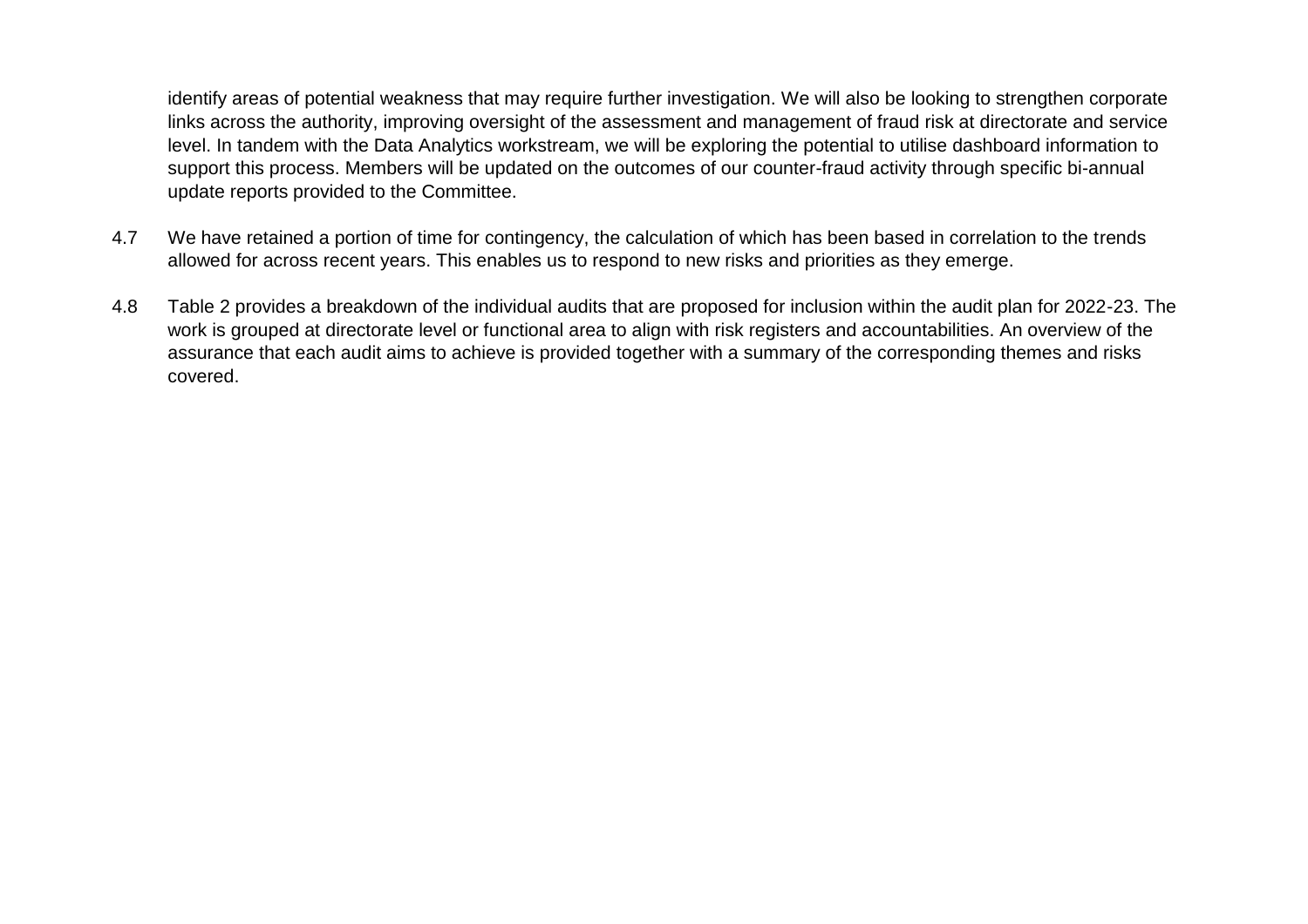identify areas of potential weakness that may require further investigation. We will also be looking to strengthen corporate links across the authority, improving oversight of the assessment and management of fraud risk at directorate and service level. In tandem with the Data Analytics workstream, we will be exploring the potential to utilise dashboard information to support this process. Members will be updated on the outcomes of our counter-fraud activity through specific bi-annual update reports provided to the Committee.

4.7 We have retained a portion of time for contingency, the calculation of which has been based in correlation to the trends allowed for across recent years. This enables us to respond to new risks and priorities as they emerge.

4.8 Table 2 provides a breakdown of the individual audits that are proposed for inclusion within the audit plan for 2022-23. The work is grouped at directorate level or functional area to align with risk registers and accountabilities. An overview of the assurance that each audit aims to achieve is provided together with a summary of the corresponding themes and risks covered.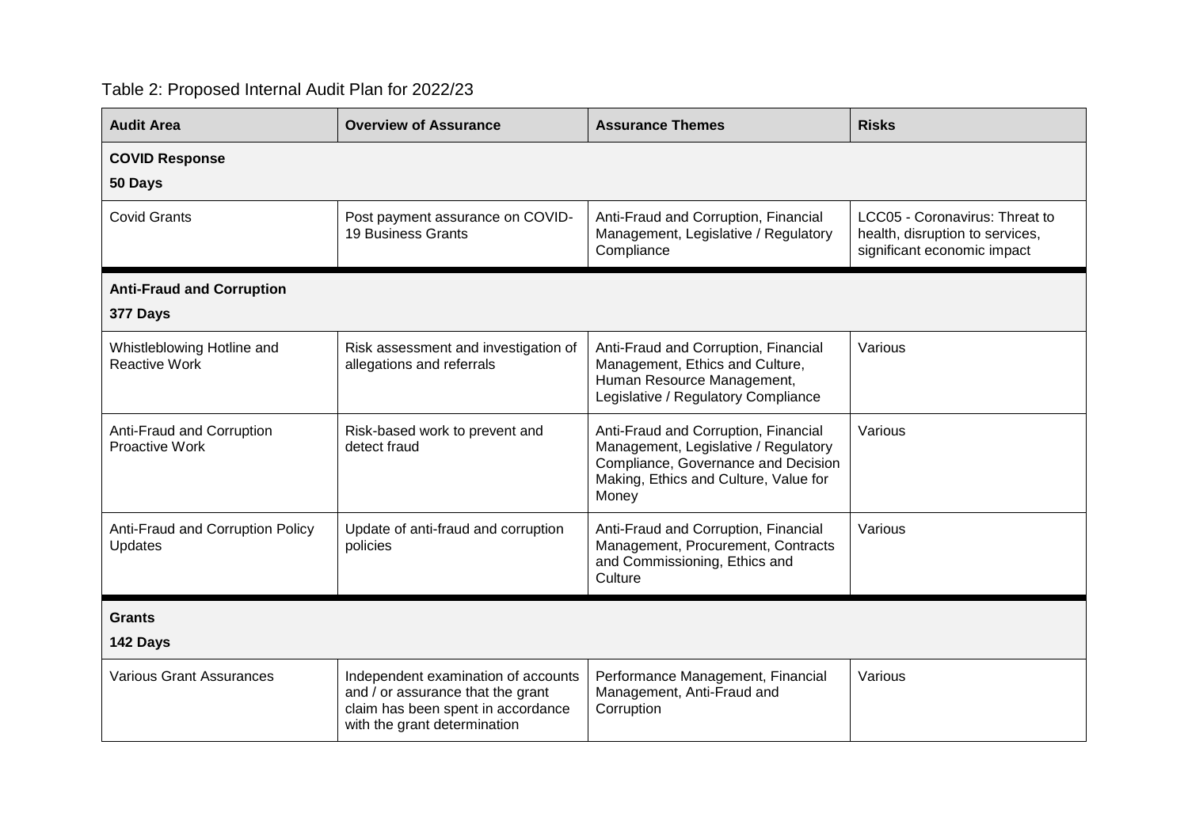Table 2: Proposed Internal Audit Plan for 2022/23

| Audit Area | Overview of Assurance | Assurance Themes | Risks |
|---|---|---|---|
| **COVID Response**<br>**50 Days** | | | |
| Covid Grants | Post payment assurance on COVID-19 Business Grants | Anti-Fraud and Corruption, Financial Management, Legislative / Regulatory Compliance | LCC05 - Coronavirus: Threat to health, disruption to services, significant economic impact |
| **Anti-Fraud and Corruption**<br>**377 Days** | | | |
| Whistleblowing Hotline and Reactive Work | Risk assessment and investigation of allegations and referrals | Anti-Fraud and Corruption, Financial Management, Ethics and Culture, Human Resource Management, Legislative / Regulatory Compliance | Various |
| Anti-Fraud and Corruption Proactive Work | Risk-based work to prevent and detect fraud | Anti-Fraud and Corruption, Financial Management, Legislative / Regulatory Compliance, Governance and Decision Making, Ethics and Culture, Value for Money | Various |
| Anti-Fraud and Corruption Policy Updates | Update of anti-fraud and corruption policies | Anti-Fraud and Corruption, Financial Management, Procurement, Contracts and Commissioning, Ethics and Culture | Various |
| **Grants**<br>**142 Days** | | | |
| Various Grant Assurances | Independent examination of accounts and / or assurance that the grant claim has been spent in accordance with the grant determination | Performance Management, Financial Management, Anti-Fraud and Corruption | Various |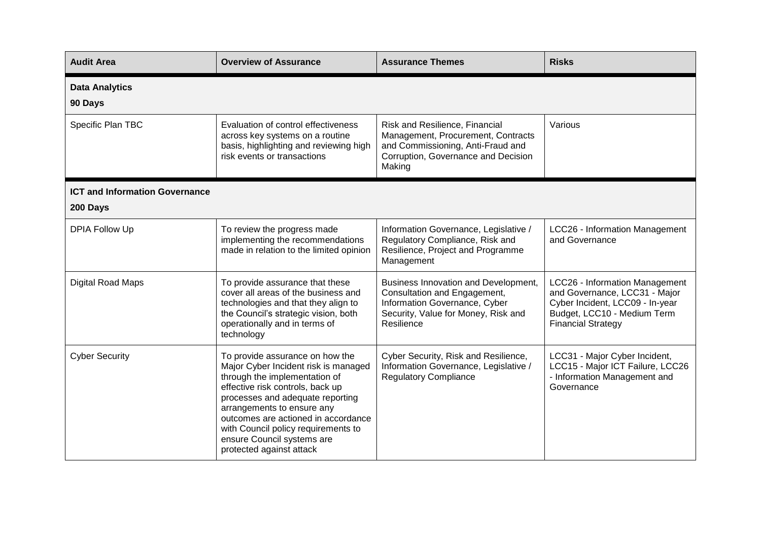| Audit Area | Overview of Assurance | Assurance Themes | Risks |
|---|---|---|---|
| **Data Analytics**<br>**90 Days** | | | |
| Specific Plan TBC | Evaluation of control effectiveness across key systems on a routine basis, highlighting and reviewing high risk events or transactions | Risk and Resilience, Financial Management, Procurement, Contracts and Commissioning, Anti-Fraud and Corruption, Governance and Decision Making | Various |
| **ICT and Information Governance**<br>**200 Days** | | | |
| DPIA Follow Up | To review the progress made implementing the recommendations made in relation to the limited opinion | Information Governance, Legislative / Regulatory Compliance, Risk and Resilience, Project and Programme Management | LCC26 - Information Management and Governance |
| Digital Road Maps | To provide assurance that these cover all areas of the business and technologies and that they align to the Council's strategic vision, both operationally and in terms of technology | Business Innovation and Development, Consultation and Engagement, Information Governance, Cyber Security, Value for Money, Risk and Resilience | LCC26 - Information Management and Governance, LCC31 - Major Cyber Incident, LCC09 - In-year Budget, LCC10 - Medium Term Financial Strategy |
| Cyber Security | To provide assurance on how the Major Cyber Incident risk is managed through the implementation of effective risk controls, back up processes and adequate reporting arrangements to ensure any outcomes are actioned in accordance with Council policy requirements to ensure Council systems are protected against attack | Cyber Security, Risk and Resilience, Information Governance, Legislative / Regulatory Compliance | LCC31 - Major Cyber Incident, LCC15 - Major ICT Failure, LCC26 - Information Management and Governance |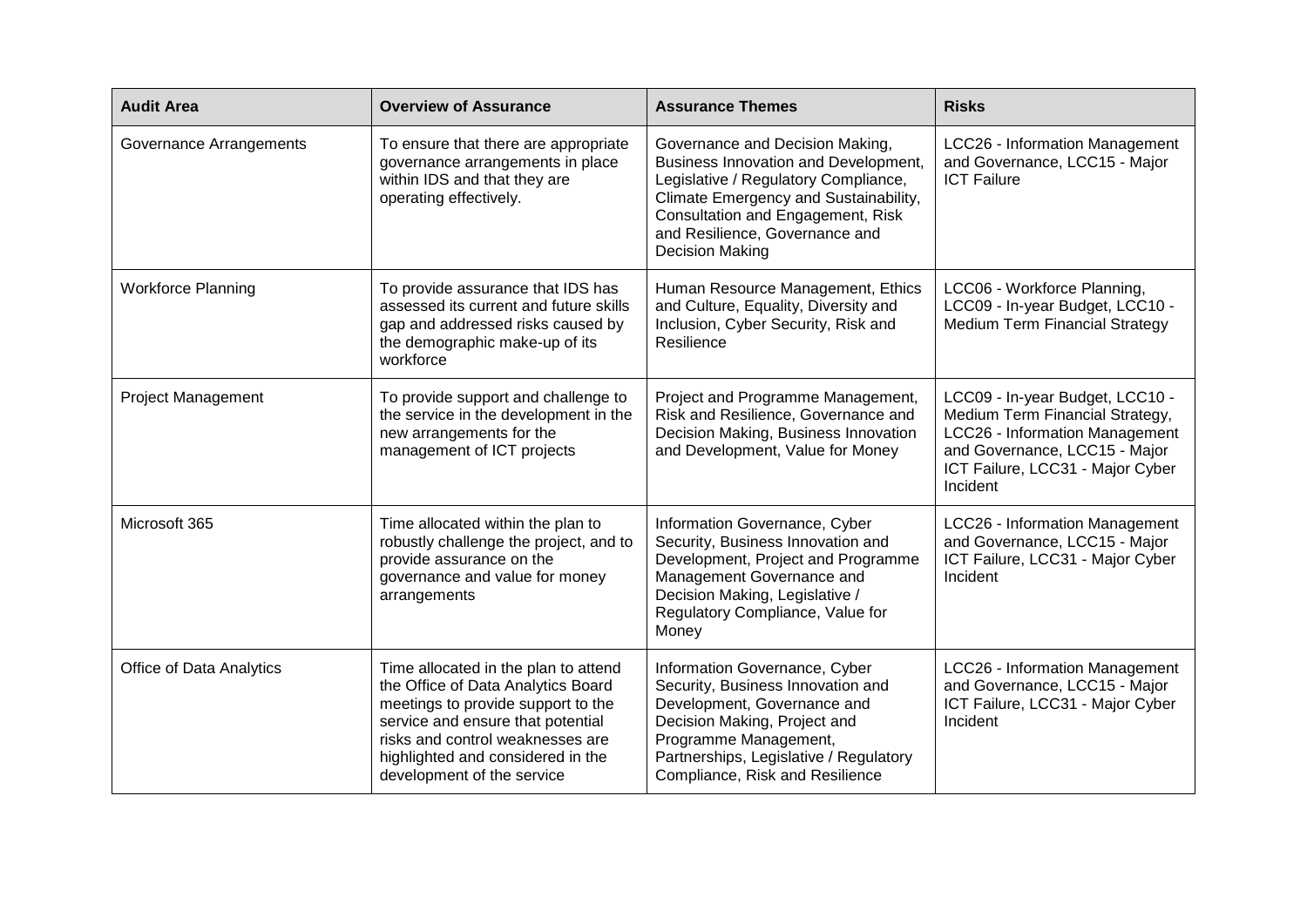| Audit Area | Overview of Assurance | Assurance Themes | Risks |
|---|---|---|---|
| Governance Arrangements | To ensure that there are appropriate governance arrangements in place within IDS and that they are operating effectively. | Governance and Decision Making, Business Innovation and Development, Legislative / Regulatory Compliance, Climate Emergency and Sustainability, Consultation and Engagement, Risk and Resilience, Governance and Decision Making | LCC26 - Information Management and Governance, LCC15 - Major ICT Failure |
| Workforce Planning | To provide assurance that IDS has assessed its current and future skills gap and addressed risks caused by the demographic make-up of its workforce | Human Resource Management, Ethics and Culture, Equality, Diversity and Inclusion, Cyber Security, Risk and Resilience | LCC06 - Workforce Planning, LCC09 - In-year Budget, LCC10 - Medium Term Financial Strategy |
| Project Management | To provide support and challenge to the service in the development in the new arrangements for the management of ICT projects | Project and Programme Management, Risk and Resilience, Governance and Decision Making, Business Innovation and Development, Value for Money | LCC09 - In-year Budget, LCC10 - Medium Term Financial Strategy, LCC26 - Information Management and Governance, LCC15 - Major ICT Failure, LCC31 - Major Cyber Incident |
| Microsoft 365 | Time allocated within the plan to robustly challenge the project, and to provide assurance on the governance and value for money arrangements | Information Governance, Cyber Security, Business Innovation and Development, Project and Programme Management Governance and Decision Making, Legislative / Regulatory Compliance, Value for Money | LCC26 - Information Management and Governance, LCC15 - Major ICT Failure, LCC31 - Major Cyber Incident |
| Office of Data Analytics | Time allocated in the plan to attend the Office of Data Analytics Board meetings to provide support to the service and ensure that potential risks and control weaknesses are highlighted and considered in the development of the service | Information Governance, Cyber Security, Business Innovation and Development, Governance and Decision Making, Project and Programme Management, Partnerships, Legislative / Regulatory Compliance, Risk and Resilience | LCC26 - Information Management and Governance, LCC15 - Major ICT Failure, LCC31 - Major Cyber Incident |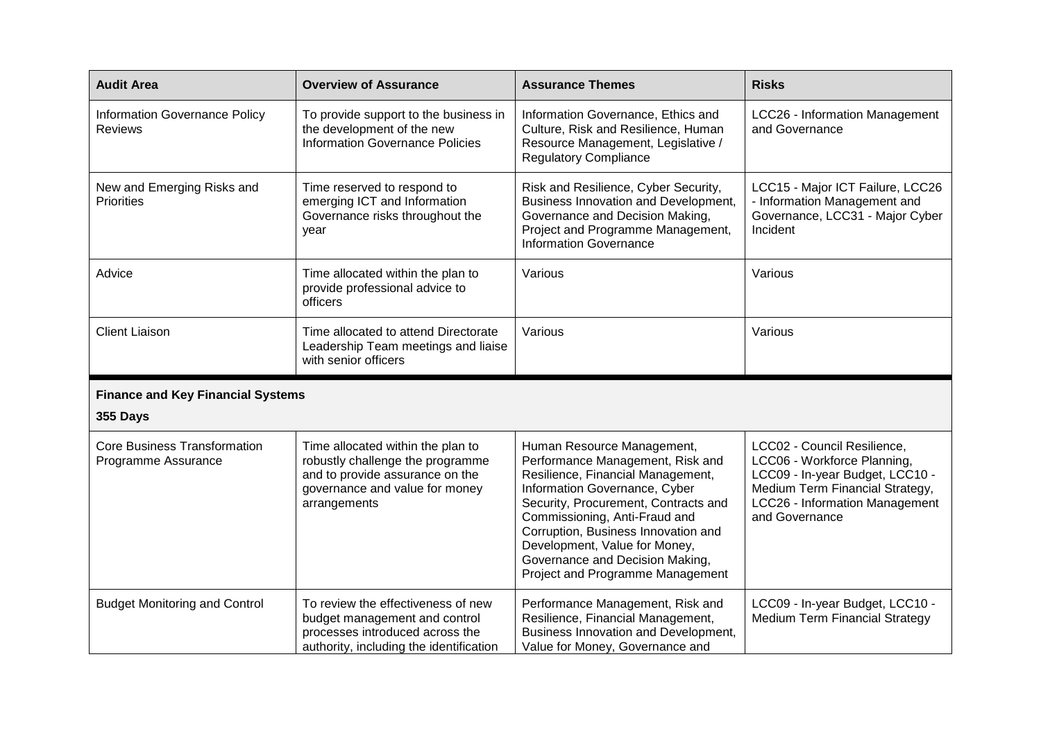| Audit Area | Overview of Assurance | Assurance Themes | Risks |
| --- | --- | --- | --- |
| Information Governance Policy Reviews | To provide support to the business in the development of the new Information Governance Policies | Information Governance, Ethics and Culture, Risk and Resilience, Human Resource Management, Legislative / Regulatory Compliance | LCC26 - Information Management and Governance |
| New and Emerging Risks and Priorities | Time reserved to respond to emerging ICT and Information Governance risks throughout the year | Risk and Resilience, Cyber Security, Business Innovation and Development, Governance and Decision Making, Project and Programme Management, Information Governance | LCC15 - Major ICT Failure, LCC26 - Information Management and Governance, LCC31 - Major Cyber Incident |
| Advice | Time allocated within the plan to provide professional advice to officers | Various | Various |
| Client Liaison | Time allocated to attend Directorate Leadership Team meetings and liaise with senior officers | Various | Various |
| **Finance and Key Financial Systems**<br>**355 Days** | | | |
| Core Business Transformation Programme Assurance | Time allocated within the plan to robustly challenge the programme and to provide assurance on the governance and value for money arrangements | Human Resource Management, Performance Management, Risk and Resilience, Financial Management, Information Governance, Cyber Security, Procurement, Contracts and Commissioning, Anti-Fraud and Corruption, Business Innovation and Development, Value for Money, Governance and Decision Making, Project and Programme Management | LCC02 - Council Resilience, LCC06 - Workforce Planning, LCC09 - In-year Budget, LCC10 - Medium Term Financial Strategy, LCC26 - Information Management and Governance |
| Budget Monitoring and Control | To review the effectiveness of new budget management and control processes introduced across the authority, including the identification | Performance Management, Risk and Resilience, Financial Management, Business Innovation and Development, Value for Money, Governance and | LCC09 - In-year Budget, LCC10 - Medium Term Financial Strategy |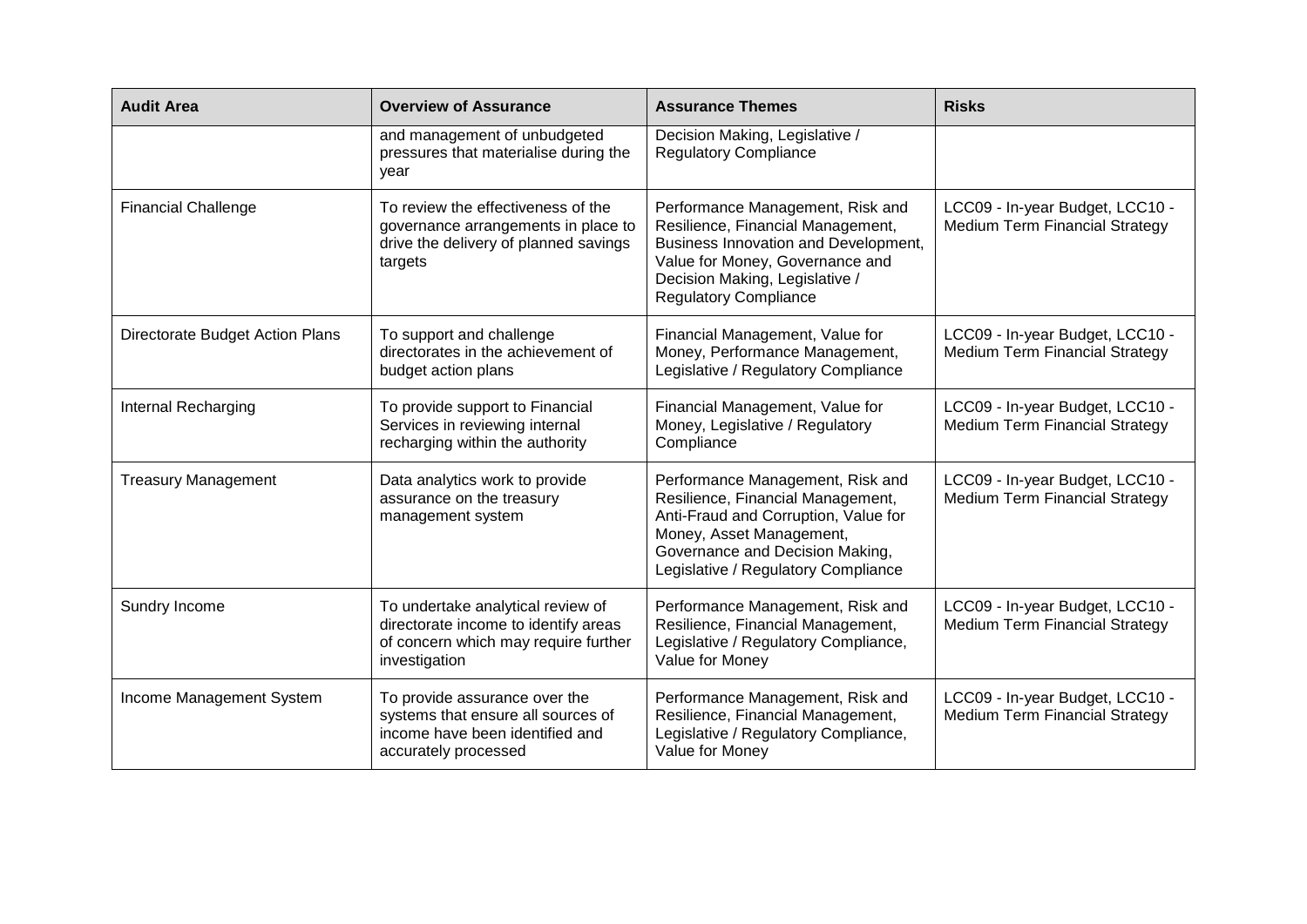| Audit Area | Overview of Assurance | Assurance Themes | Risks |
|---|---|---|---|
| | and management of unbudgeted pressures that materialise during the year | Decision Making, Legislative / Regulatory Compliance | |
| Financial Challenge | To review the effectiveness of the governance arrangements in place to drive the delivery of planned savings targets | Performance Management, Risk and Resilience, Financial Management, Business Innovation and Development, Value for Money, Governance and Decision Making, Legislative / Regulatory Compliance | LCC09 - In-year Budget, LCC10 - Medium Term Financial Strategy |
| Directorate Budget Action Plans | To support and challenge directorates in the achievement of budget action plans | Financial Management, Value for Money, Performance Management, Legislative / Regulatory Compliance | LCC09 - In-year Budget, LCC10 - Medium Term Financial Strategy |
| Internal Recharging | To provide support to Financial Services in reviewing internal recharging within the authority | Financial Management, Value for Money, Legislative / Regulatory Compliance | LCC09 - In-year Budget, LCC10 - Medium Term Financial Strategy |
| Treasury Management | Data analytics work to provide assurance on the treasury management system | Performance Management, Risk and Resilience, Financial Management, Anti-Fraud and Corruption, Value for Money, Asset Management, Governance and Decision Making, Legislative / Regulatory Compliance | LCC09 - In-year Budget, LCC10 - Medium Term Financial Strategy |
| Sundry Income | To undertake analytical review of directorate income to identify areas of concern which may require further investigation | Performance Management, Risk and Resilience, Financial Management, Legislative / Regulatory Compliance, Value for Money | LCC09 - In-year Budget, LCC10 - Medium Term Financial Strategy |
| Income Management System | To provide assurance over the systems that ensure all sources of income have been identified and accurately processed | Performance Management, Risk and Resilience, Financial Management, Legislative / Regulatory Compliance, Value for Money | LCC09 - In-year Budget, LCC10 - Medium Term Financial Strategy |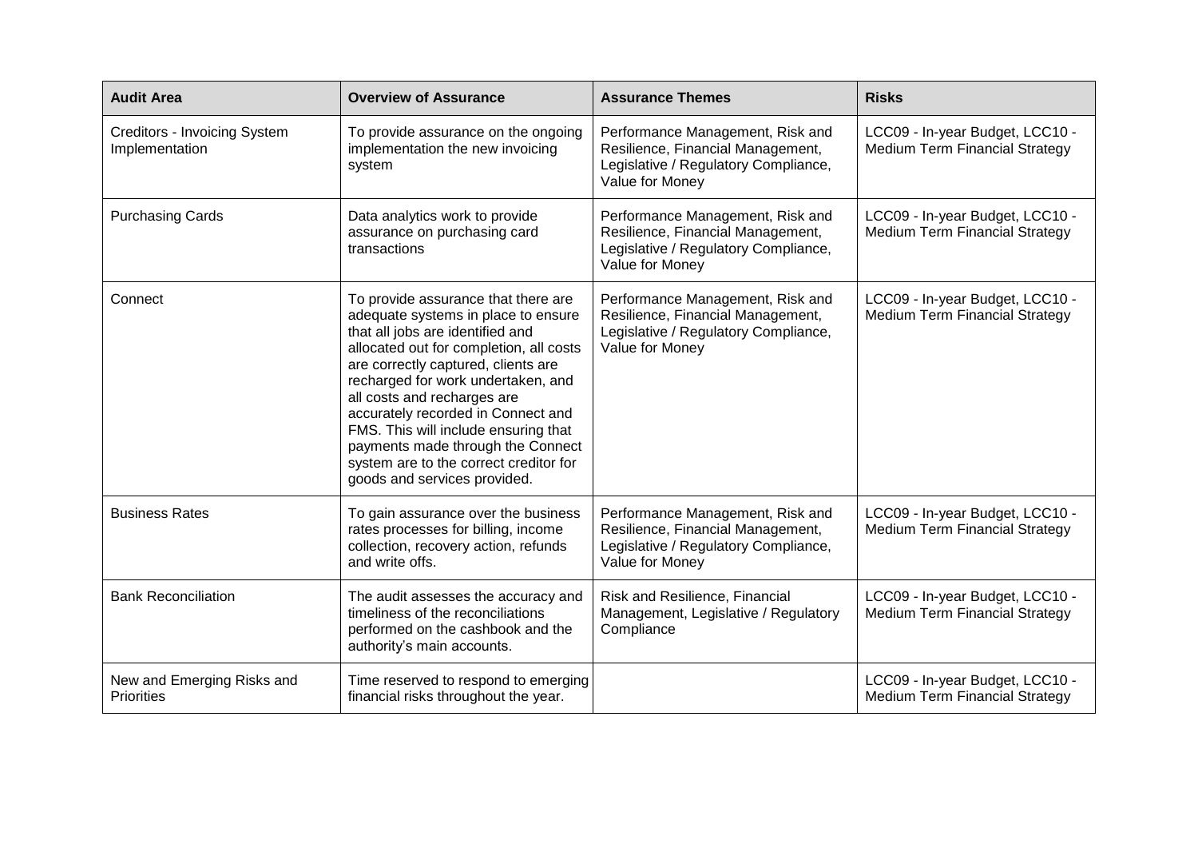| Audit Area | Overview of Assurance | Assurance Themes | Risks |
|---|---|---|---|
| Creditors - Invoicing System Implementation | To provide assurance on the ongoing implementation the new invoicing system | Performance Management, Risk and Resilience, Financial Management, Legislative / Regulatory Compliance, Value for Money | LCC09 - In-year Budget, LCC10 - Medium Term Financial Strategy |
| Purchasing Cards | Data analytics work to provide assurance on purchasing card transactions | Performance Management, Risk and Resilience, Financial Management, Legislative / Regulatory Compliance, Value for Money | LCC09 - In-year Budget, LCC10 - Medium Term Financial Strategy |
| Connect | To provide assurance that there are adequate systems in place to ensure that all jobs are identified and allocated out for completion, all costs are correctly captured, clients are recharged for work undertaken, and all costs and recharges are accurately recorded in Connect and FMS. This will include ensuring that payments made through the Connect system are to the correct creditor for goods and services provided. | Performance Management, Risk and Resilience, Financial Management, Legislative / Regulatory Compliance, Value for Money | LCC09 - In-year Budget, LCC10 - Medium Term Financial Strategy |
| Business Rates | To gain assurance over the business rates processes for billing, income collection, recovery action, refunds and write offs. | Performance Management, Risk and Resilience, Financial Management, Legislative / Regulatory Compliance, Value for Money | LCC09 - In-year Budget, LCC10 - Medium Term Financial Strategy |
| Bank Reconciliation | The audit assesses the accuracy and timeliness of the reconciliations performed on the cashbook and the authority's main accounts. | Risk and Resilience, Financial Management, Legislative / Regulatory Compliance | LCC09 - In-year Budget, LCC10 - Medium Term Financial Strategy |
| New and Emerging Risks and Priorities | Time reserved to respond to emerging financial risks throughout the year. | | LCC09 - In-year Budget, LCC10 - Medium Term Financial Strategy |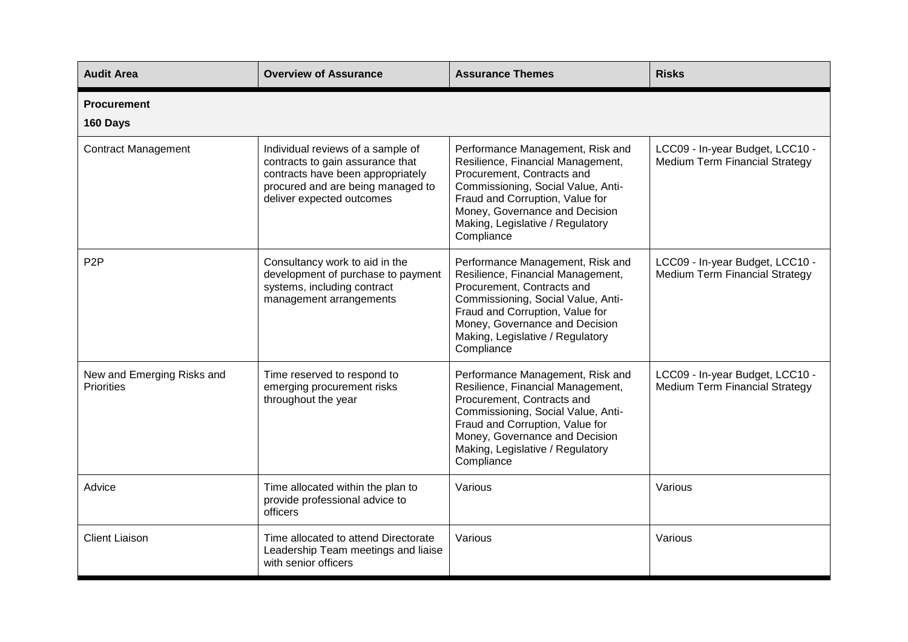| Audit Area | Overview of Assurance | Assurance Themes | Risks |
|---|---|---|---|
| **Procurement**<br>**160 Days** | | | |
| Contract Management | Individual reviews of a sample of contracts to gain assurance that contracts have been appropriately procured and are being managed to deliver expected outcomes | Performance Management, Risk and Resilience, Financial Management, Procurement, Contracts and Commissioning, Social Value, Anti-Fraud and Corruption, Value for Money, Governance and Decision Making, Legislative / Regulatory Compliance | LCC09 - In-year Budget, LCC10 - Medium Term Financial Strategy |
| P2P | Consultancy work to aid in the development of purchase to payment systems, including contract management arrangements | Performance Management, Risk and Resilience, Financial Management, Procurement, Contracts and Commissioning, Social Value, Anti-Fraud and Corruption, Value for Money, Governance and Decision Making, Legislative / Regulatory Compliance | LCC09 - In-year Budget, LCC10 - Medium Term Financial Strategy |
| New and Emerging Risks and Priorities | Time reserved to respond to emerging procurement risks throughout the year | Performance Management, Risk and Resilience, Financial Management, Procurement, Contracts and Commissioning, Social Value, Anti-Fraud and Corruption, Value for Money, Governance and Decision Making, Legislative / Regulatory Compliance | LCC09 - In-year Budget, LCC10 - Medium Term Financial Strategy |
| Advice | Time allocated within the plan to provide professional advice to officers | Various | Various |
| Client Liaison | Time allocated to attend Directorate Leadership Team meetings and liaise with senior officers | Various | Various |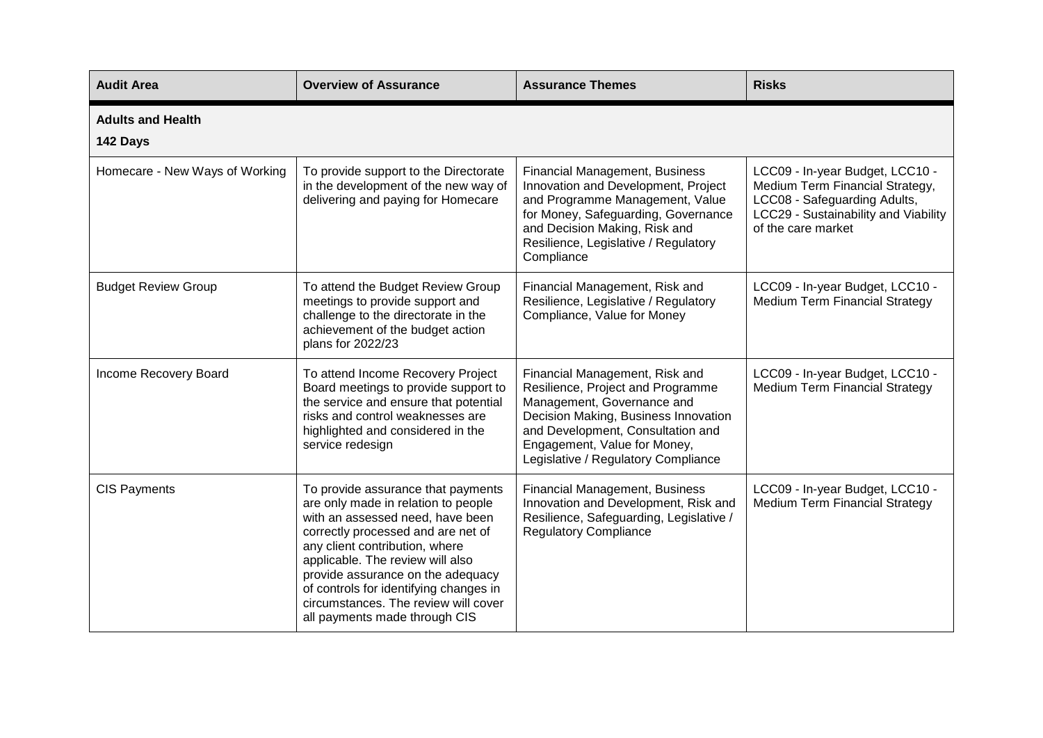| Audit Area | Overview of Assurance | Assurance Themes | Risks |
|---|---|---|---|
| **Adults and Health**<br>**142 Days** | | | |
| Homecare - New Ways of Working | To provide support to the Directorate in the development of the new way of delivering and paying for Homecare | Financial Management, Business Innovation and Development, Project and Programme Management, Value for Money, Safeguarding, Governance and Decision Making, Risk and Resilience, Legislative / Regulatory Compliance | LCC09 - In-year Budget, LCC10 - Medium Term Financial Strategy, LCC08 - Safeguarding Adults, LCC29 - Sustainability and Viability of the care market |
| Budget Review Group | To attend the Budget Review Group meetings to provide support and challenge to the directorate in the achievement of the budget action plans for 2022/23 | Financial Management, Risk and Resilience, Legislative / Regulatory Compliance, Value for Money | LCC09 - In-year Budget, LCC10 - Medium Term Financial Strategy |
| Income Recovery Board | To attend Income Recovery Project Board meetings to provide support to the service and ensure that potential risks and control weaknesses are highlighted and considered in the service redesign | Financial Management, Risk and Resilience, Project and Programme Management, Governance and Decision Making, Business Innovation and Development, Consultation and Engagement, Value for Money, Legislative / Regulatory Compliance | LCC09 - In-year Budget, LCC10 - Medium Term Financial Strategy |
| CIS Payments | To provide assurance that payments are only made in relation to people with an assessed need, have been correctly processed and are net of any client contribution, where applicable. The review will also provide assurance on the adequacy of controls for identifying changes in circumstances. The review will cover all payments made through CIS | Financial Management, Business Innovation and Development, Risk and Resilience, Safeguarding, Legislative / Regulatory Compliance | LCC09 - In-year Budget, LCC10 - Medium Term Financial Strategy |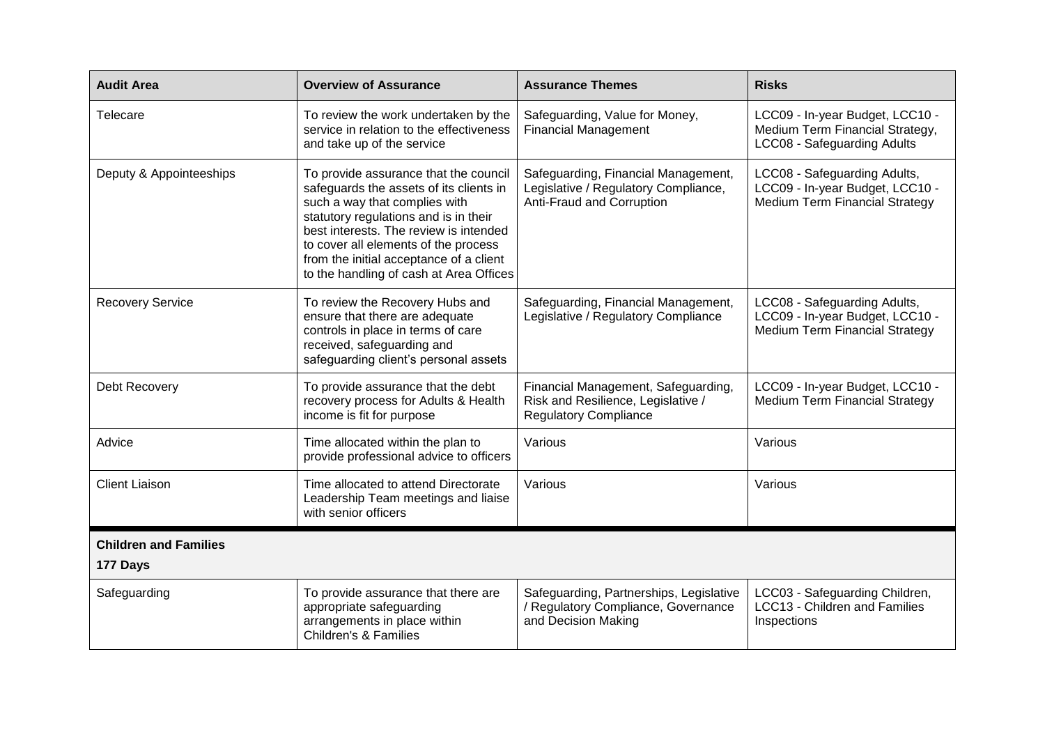| Audit Area | Overview of Assurance | Assurance Themes | Risks |
|---|---|---|---|
| Telecare | To review the work undertaken by the service in relation to the effectiveness and take up of the service | Safeguarding, Value for Money, Financial Management | LCC09 - In-year Budget, LCC10 - Medium Term Financial Strategy, LCC08 - Safeguarding Adults |
| Deputy & Appointeeships | To provide assurance that the council safeguards the assets of its clients in such a way that complies with statutory regulations and is in their best interests. The review is intended to cover all elements of the process from the initial acceptance of a client to the handling of cash at Area Offices | Safeguarding, Financial Management, Legislative / Regulatory Compliance, Anti-Fraud and Corruption | LCC08 - Safeguarding Adults, LCC09 - In-year Budget, LCC10 - Medium Term Financial Strategy |
| Recovery Service | To review the Recovery Hubs and ensure that there are adequate controls in place in terms of care received, safeguarding and safeguarding client's personal assets | Safeguarding, Financial Management, Legislative / Regulatory Compliance | LCC08 - Safeguarding Adults, LCC09 - In-year Budget, LCC10 - Medium Term Financial Strategy |
| Debt Recovery | To provide assurance that the debt recovery process for Adults & Health income is fit for purpose | Financial Management, Safeguarding, Risk and Resilience, Legislative / Regulatory Compliance | LCC09 - In-year Budget, LCC10 - Medium Term Financial Strategy |
| Advice | Time allocated within the plan to provide professional advice to officers | Various | Various |
| Client Liaison | Time allocated to attend Directorate Leadership Team meetings and liaise with senior officers | Various | Various |
| **Children and Families**<br>**177 Days** | | | |
| Safeguarding | To provide assurance that there are appropriate safeguarding arrangements in place within Children's & Families | Safeguarding, Partnerships, Legislative / Regulatory Compliance, Governance and Decision Making | LCC03 - Safeguarding Children, LCC13 - Children and Families Inspections |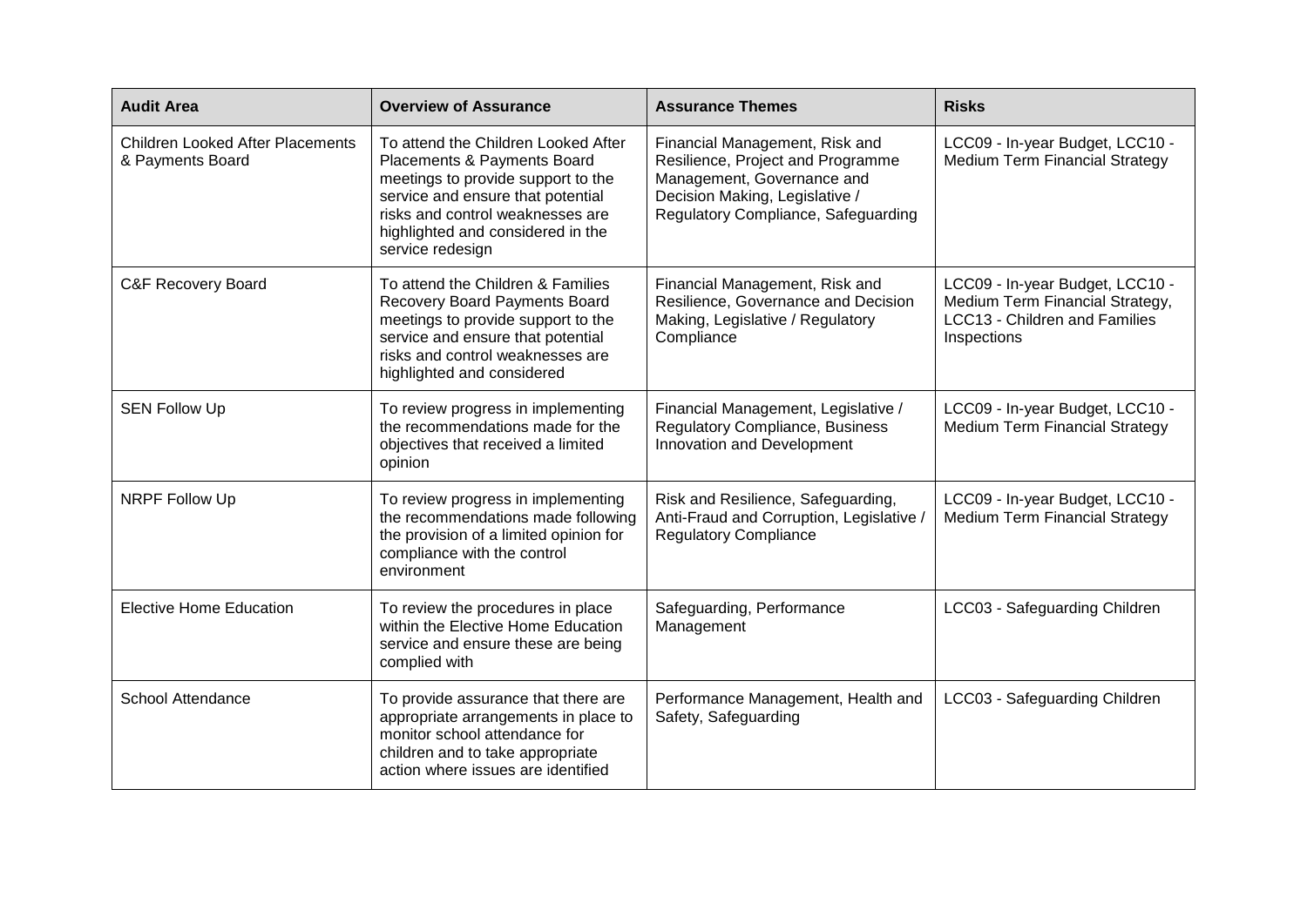| Audit Area | Overview of Assurance | Assurance Themes | Risks |
| --- | --- | --- | --- |
| Children Looked After Placements & Payments Board | To attend the Children Looked After Placements & Payments Board meetings to provide support to the service and ensure that potential risks and control weaknesses are highlighted and considered in the service redesign | Financial Management, Risk and Resilience, Project and Programme Management, Governance and Decision Making, Legislative / Regulatory Compliance, Safeguarding | LCC09 - In-year Budget, LCC10 - Medium Term Financial Strategy |
| C&F Recovery Board | To attend the Children & Families Recovery Board Payments Board meetings to provide support to the service and ensure that potential risks and control weaknesses are highlighted and considered | Financial Management, Risk and Resilience, Governance and Decision Making, Legislative / Regulatory Compliance | LCC09 - In-year Budget, LCC10 - Medium Term Financial Strategy, LCC13 - Children and Families Inspections |
| SEN Follow Up | To review progress in implementing the recommendations made for the objectives that received a limited opinion | Financial Management, Legislative / Regulatory Compliance, Business Innovation and Development | LCC09 - In-year Budget, LCC10 - Medium Term Financial Strategy |
| NRPF Follow Up | To review progress in implementing the recommendations made following the provision of a limited opinion for compliance with the control environment | Risk and Resilience, Safeguarding, Anti-Fraud and Corruption, Legislative / Regulatory Compliance | LCC09 - In-year Budget, LCC10 - Medium Term Financial Strategy |
| Elective Home Education | To review the procedures in place within the Elective Home Education service and ensure these are being complied with | Safeguarding, Performance Management | LCC03 - Safeguarding Children |
| School Attendance | To provide assurance that there are appropriate arrangements in place to monitor school attendance for children and to take appropriate action where issues are identified | Performance Management, Health and Safety, Safeguarding | LCC03 - Safeguarding Children |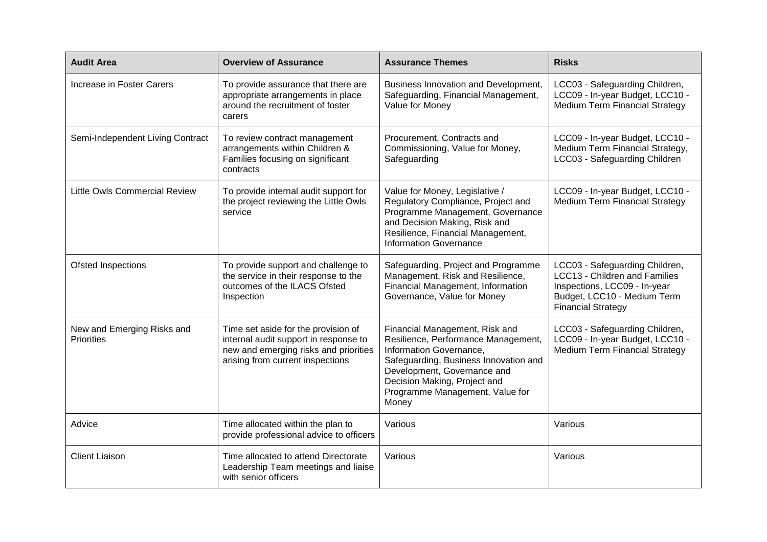| Audit Area | Overview of Assurance | Assurance Themes | Risks |
|---|---|---|---|
| Increase in Foster Carers | To provide assurance that there are appropriate arrangements in place around the recruitment of foster carers | Business Innovation and Development, Safeguarding, Financial Management, Value for Money | LCC03 - Safeguarding Children, LCC09 - In-year Budget, LCC10 - Medium Term Financial Strategy |
| Semi-Independent Living Contract | To review contract management arrangements within Children & Families focusing on significant contracts | Procurement, Contracts and Commissioning, Value for Money, Safeguarding | LCC09 - In-year Budget, LCC10 - Medium Term Financial Strategy, LCC03 - Safeguarding Children |
| Little Owls Commercial Review | To provide internal audit support for the project reviewing the Little Owls service | Value for Money, Legislative / Regulatory Compliance, Project and Programme Management, Governance and Decision Making, Risk and Resilience, Financial Management, Information Governance | LCC09 - In-year Budget, LCC10 - Medium Term Financial Strategy |
| Ofsted Inspections | To provide support and challenge to the service in their response to the outcomes of the ILACS Ofsted Inspection | Safeguarding, Project and Programme Management, Risk and Resilience, Financial Management, Information Governance, Value for Money | LCC03 - Safeguarding Children, LCC13 - Children and Families Inspections, LCC09 - In-year Budget, LCC10 - Medium Term Financial Strategy |
| New and Emerging Risks and Priorities | Time set aside for the provision of internal audit support in response to new and emerging risks and priorities arising from current inspections | Financial Management, Risk and Resilience, Performance Management, Information Governance, Safeguarding, Business Innovation and Development, Governance and Decision Making, Project and Programme Management, Value for Money | LCC03 - Safeguarding Children, LCC09 - In-year Budget, LCC10 - Medium Term Financial Strategy |
| Advice | Time allocated within the plan to provide professional advice to officers | Various | Various |
| Client Liaison | Time allocated to attend Directorate Leadership Team meetings and liaise with senior officers | Various | Various |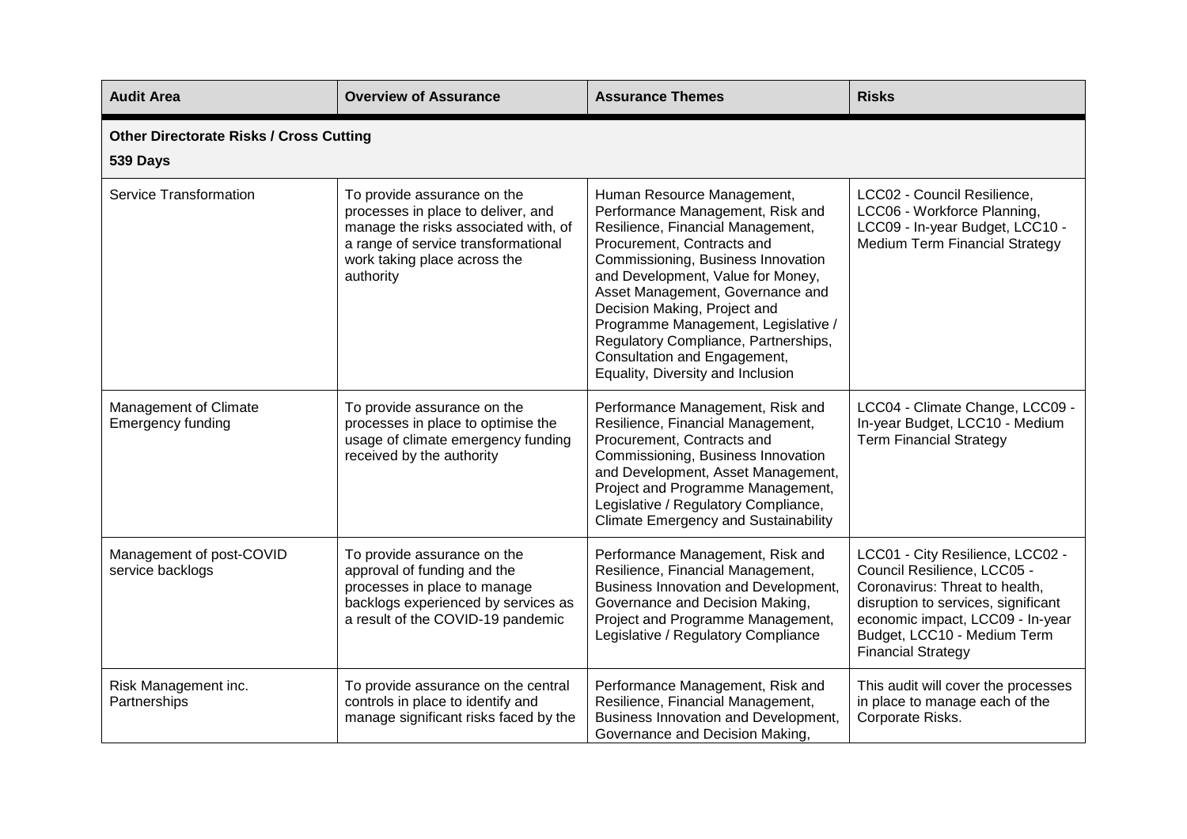| Audit Area | Overview of Assurance | Assurance Themes | Risks |
| --- | --- | --- | --- |
| **Other Directorate Risks / Cross Cutting**<br>**539 Days** | | | |
| Service Transformation | To provide assurance on the processes in place to deliver, and manage the risks associated with, of a range of service transformational work taking place across the authority | Human Resource Management, Performance Management, Risk and Resilience, Financial Management, Procurement, Contracts and Commissioning, Business Innovation and Development, Value for Money, Asset Management, Governance and Decision Making, Project and Programme Management, Legislative / Regulatory Compliance, Partnerships, Consultation and Engagement, Equality, Diversity and Inclusion | LCC02 - Council Resilience, LCC06 - Workforce Planning, LCC09 - In-year Budget, LCC10 - Medium Term Financial Strategy |
| Management of Climate Emergency funding | To provide assurance on the processes in place to optimise the usage of climate emergency funding received by the authority | Performance Management, Risk and Resilience, Financial Management, Procurement, Contracts and Commissioning, Business Innovation and Development, Asset Management, Project and Programme Management, Legislative / Regulatory Compliance, Climate Emergency and Sustainability | LCC04 - Climate Change, LCC09 - In-year Budget, LCC10 - Medium Term Financial Strategy |
| Management of post-COVID service backlogs | To provide assurance on the approval of funding and the processes in place to manage backlogs experienced by services as a result of the COVID-19 pandemic | Performance Management, Risk and Resilience, Financial Management, Business Innovation and Development, Governance and Decision Making, Project and Programme Management, Legislative / Regulatory Compliance | LCC01 - City Resilience, LCC02 - Council Resilience, LCC05 - Coronavirus: Threat to health, disruption to services, significant economic impact, LCC09 - In-year Budget, LCC10 - Medium Term Financial Strategy |
| Risk Management inc. Partnerships | To provide assurance on the central controls in place to identify and manage significant risks faced by the | Performance Management, Risk and Resilience, Financial Management, Business Innovation and Development, Governance and Decision Making, | This audit will cover the processes in place to manage each of the Corporate Risks. |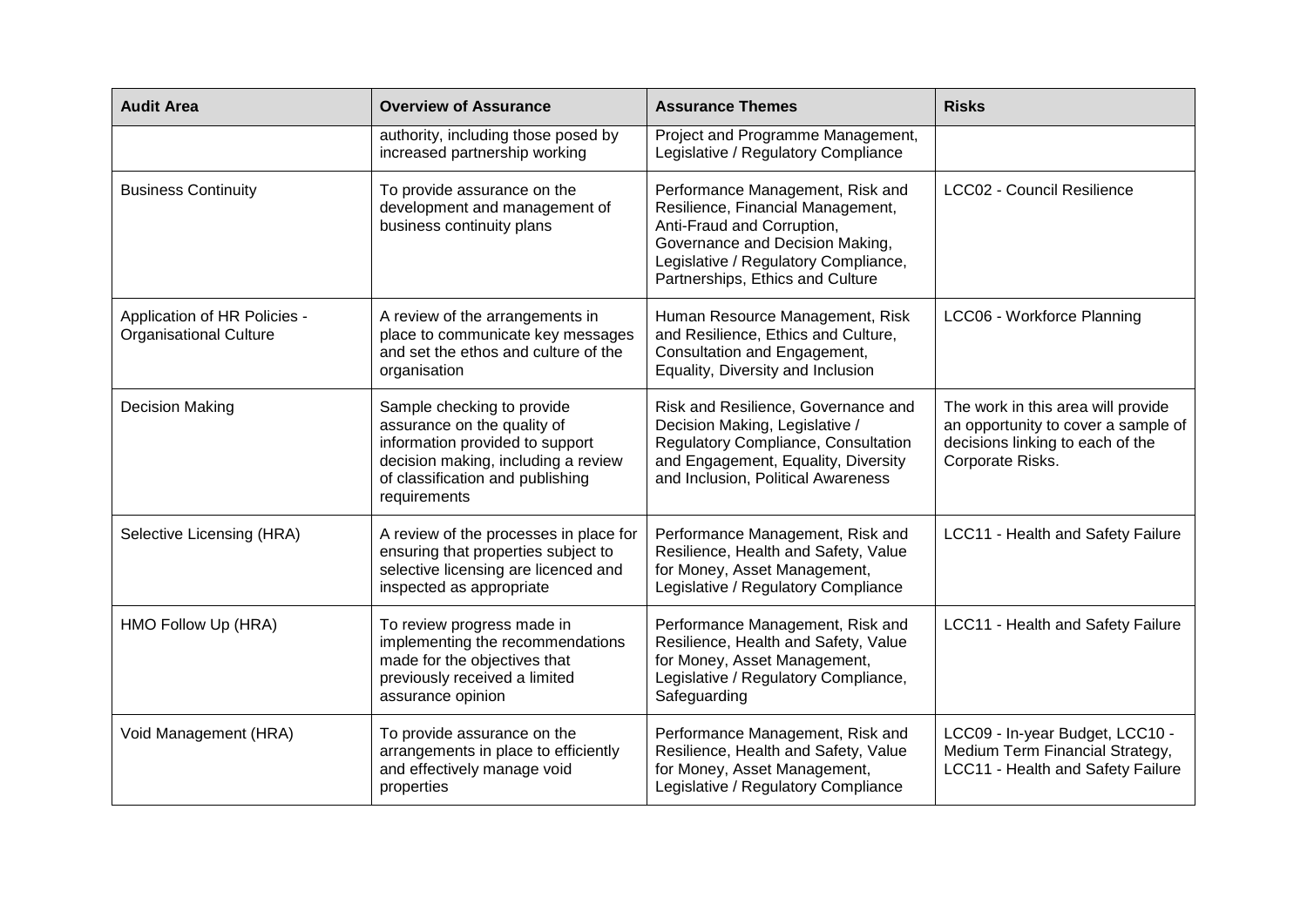| Audit Area | Overview of Assurance | Assurance Themes | Risks |
|---|---|---|---|
| | authority, including those posed by increased partnership working | Project and Programme Management, Legislative / Regulatory Compliance | |
| Business Continuity | To provide assurance on the development and management of business continuity plans | Performance Management, Risk and Resilience, Financial Management, Anti-Fraud and Corruption, Governance and Decision Making, Legislative / Regulatory Compliance, Partnerships, Ethics and Culture | LCC02 - Council Resilience |
| Application of HR Policies - Organisational Culture | A review of the arrangements in place to communicate key messages and set the ethos and culture of the organisation | Human Resource Management, Risk and Resilience, Ethics and Culture, Consultation and Engagement, Equality, Diversity and Inclusion | LCC06 - Workforce Planning |
| Decision Making | Sample checking to provide assurance on the quality of information provided to support decision making, including a review of classification and publishing requirements | Risk and Resilience, Governance and Decision Making, Legislative / Regulatory Compliance, Consultation and Engagement, Equality, Diversity and Inclusion, Political Awareness | The work in this area will provide an opportunity to cover a sample of decisions linking to each of the Corporate Risks. |
| Selective Licensing (HRA) | A review of the processes in place for ensuring that properties subject to selective licensing are licenced and inspected as appropriate | Performance Management, Risk and Resilience, Health and Safety, Value for Money, Asset Management, Legislative / Regulatory Compliance | LCC11 - Health and Safety Failure |
| HMO Follow Up (HRA) | To review progress made in implementing the recommendations made for the objectives that previously received a limited assurance opinion | Performance Management, Risk and Resilience, Health and Safety, Value for Money, Asset Management, Legislative / Regulatory Compliance, Safeguarding | LCC11 - Health and Safety Failure |
| Void Management (HRA) | To provide assurance on the arrangements in place to efficiently and effectively manage void properties | Performance Management, Risk and Resilience, Health and Safety, Value for Money, Asset Management, Legislative / Regulatory Compliance | LCC09 - In-year Budget, LCC10 - Medium Term Financial Strategy, LCC11 - Health and Safety Failure |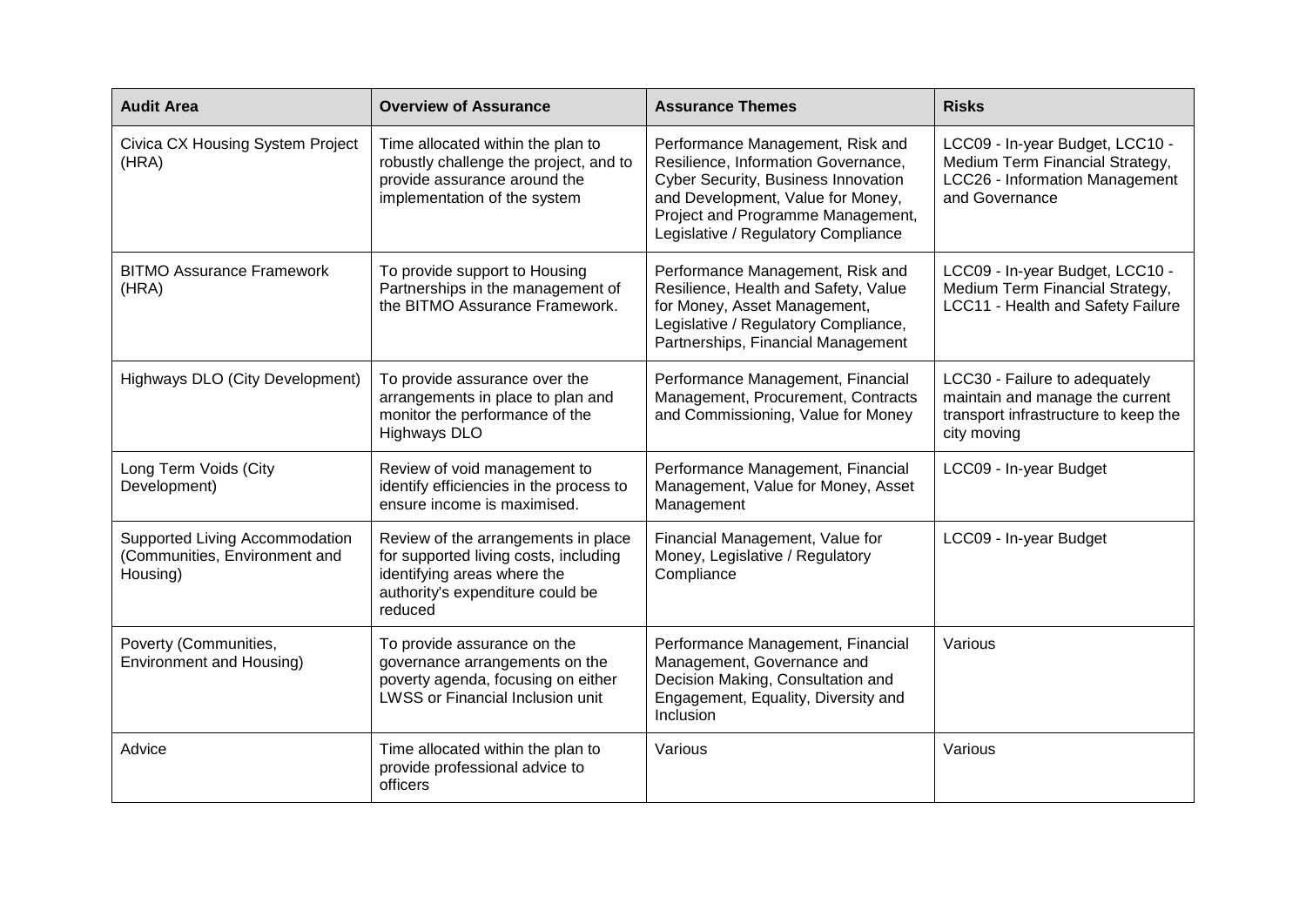| Audit Area | Overview of Assurance | Assurance Themes | Risks |
|---|---|---|---|
| Civica CX Housing System Project (HRA) | Time allocated within the plan to robustly challenge the project, and to provide assurance around the implementation of the system | Performance Management, Risk and Resilience, Information Governance, Cyber Security, Business Innovation and Development, Value for Money, Project and Programme Management, Legislative / Regulatory Compliance | LCC09 - In-year Budget, LCC10 - Medium Term Financial Strategy, LCC26 - Information Management and Governance |
| BITMO Assurance Framework (HRA) | To provide support to Housing Partnerships in the management of the BITMO Assurance Framework. | Performance Management, Risk and Resilience, Health and Safety, Value for Money, Asset Management, Legislative / Regulatory Compliance, Partnerships, Financial Management | LCC09 - In-year Budget, LCC10 - Medium Term Financial Strategy, LCC11 - Health and Safety Failure |
| Highways DLO (City Development) | To provide assurance over the arrangements in place to plan and monitor the performance of the Highways DLO | Performance Management, Financial Management, Procurement, Contracts and Commissioning, Value for Money | LCC30 - Failure to adequately maintain and manage the current transport infrastructure to keep the city moving |
| Long Term Voids (City Development) | Review of void management to identify efficiencies in the process to ensure income is maximised. | Performance Management, Financial Management, Value for Money, Asset Management | LCC09 - In-year Budget |
| Supported Living Accommodation (Communities, Environment and Housing) | Review of the arrangements in place for supported living costs, including identifying areas where the authority's expenditure could be reduced | Financial Management, Value for Money, Legislative / Regulatory Compliance | LCC09 - In-year Budget |
| Poverty (Communities, Environment and Housing) | To provide assurance on the governance arrangements on the poverty agenda, focusing on either LWSS or Financial Inclusion unit | Performance Management, Financial Management, Governance and Decision Making, Consultation and Engagement, Equality, Diversity and Inclusion | Various |
| Advice | Time allocated within the plan to provide professional advice to officers | Various | Various |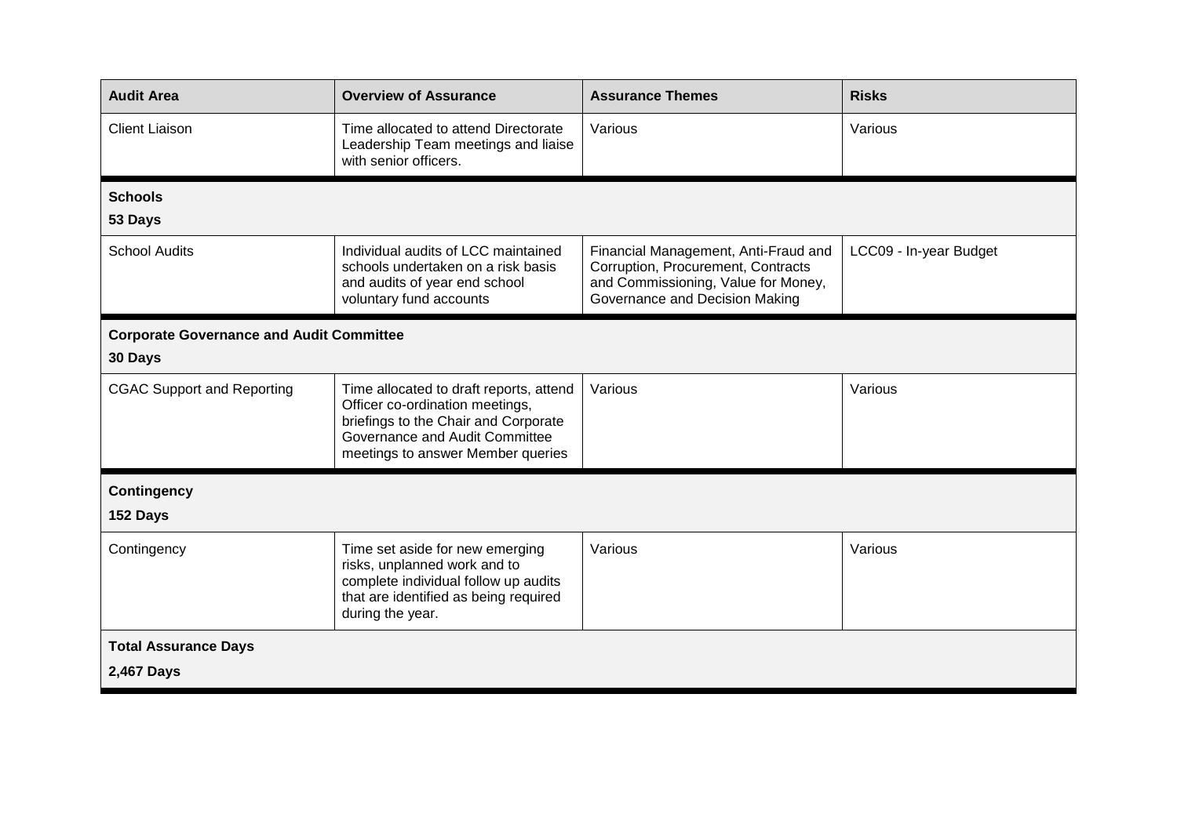| Audit Area | Overview of Assurance | Assurance Themes | Risks |
| --- | --- | --- | --- |
| Client Liaison | Time allocated to attend Directorate Leadership Team meetings and liaise with senior officers. | Various | Various |
| **Schools**<br>**53 Days** | | | |
| School Audits | Individual audits of LCC maintained schools undertaken on a risk basis and audits of year end school voluntary fund accounts | Financial Management, Anti-Fraud and Corruption, Procurement, Contracts and Commissioning, Value for Money, Governance and Decision Making | LCC09 - In-year Budget |
| **Corporate Governance and Audit Committee**<br>**30 Days** | | | |
| CGAC Support and Reporting | Time allocated to draft reports, attend Officer co-ordination meetings, briefings to the Chair and Corporate Governance and Audit Committee meetings to answer Member queries | Various | Various |
| **Contingency**<br>**152 Days** | | | |
| Contingency | Time set aside for new emerging risks, unplanned work and to complete individual follow up audits that are identified as being required during the year. | Various | Various |
| **Total Assurance Days**<br>**2,467 Days** | | | |